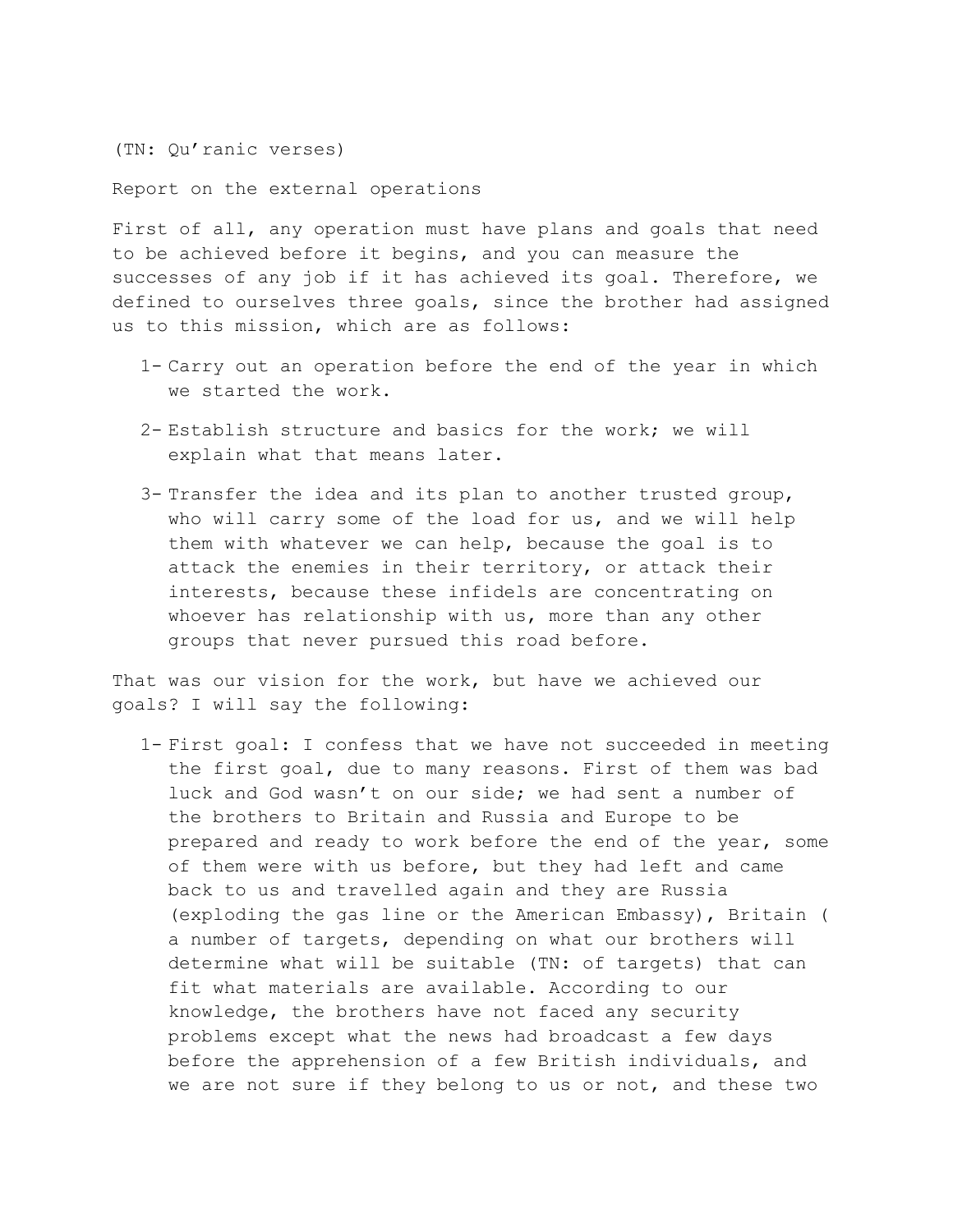(TN: Qu'ranic verses)

Report on the external operations

First of all, any operation must have plans and goals that need to be achieved before it begins, and you can measure the successes of any job if it has achieved its goal. Therefore, we defined to ourselves three goals, since the brother had assigned us to this mission, which are as follows:

1- Carry out an operation before the end of the year in which we started the work.

2- Establish structure and basics for the work; we will explain what that means later.

3- Transfer the idea and its plan to another trusted group, who will carry some of the load for us, and we will help them with whatever we can help, because the goal is to attack the enemies in their territory, or attack their interests, because these infidels are concentrating on whoever has relationship with us, more than any other groups that never pursued this road before.

That was our vision for the work, but have we achieved our goals? I will say the following:

1- First goal: I confess that we have not succeeded in meeting the first goal, due to many reasons. First of them was bad luck and God wasn't on our side; we had sent a number of the brothers to Britain and Russia and Europe to be prepared and ready to work before the end of the year, some of them were with us before, but they had left and came back to us and travelled again and they are Russia (exploding the gas line or the American Embassy), Britain ( a number of targets, depending on what our brothers will determine what will be suitable (TN: of targets) that can fit what materials are available. According to our knowledge, the brothers have not faced any security problems except what the news had broadcast a few days before the apprehension of a few British individuals, and we are not sure if they belong to us or not, and these two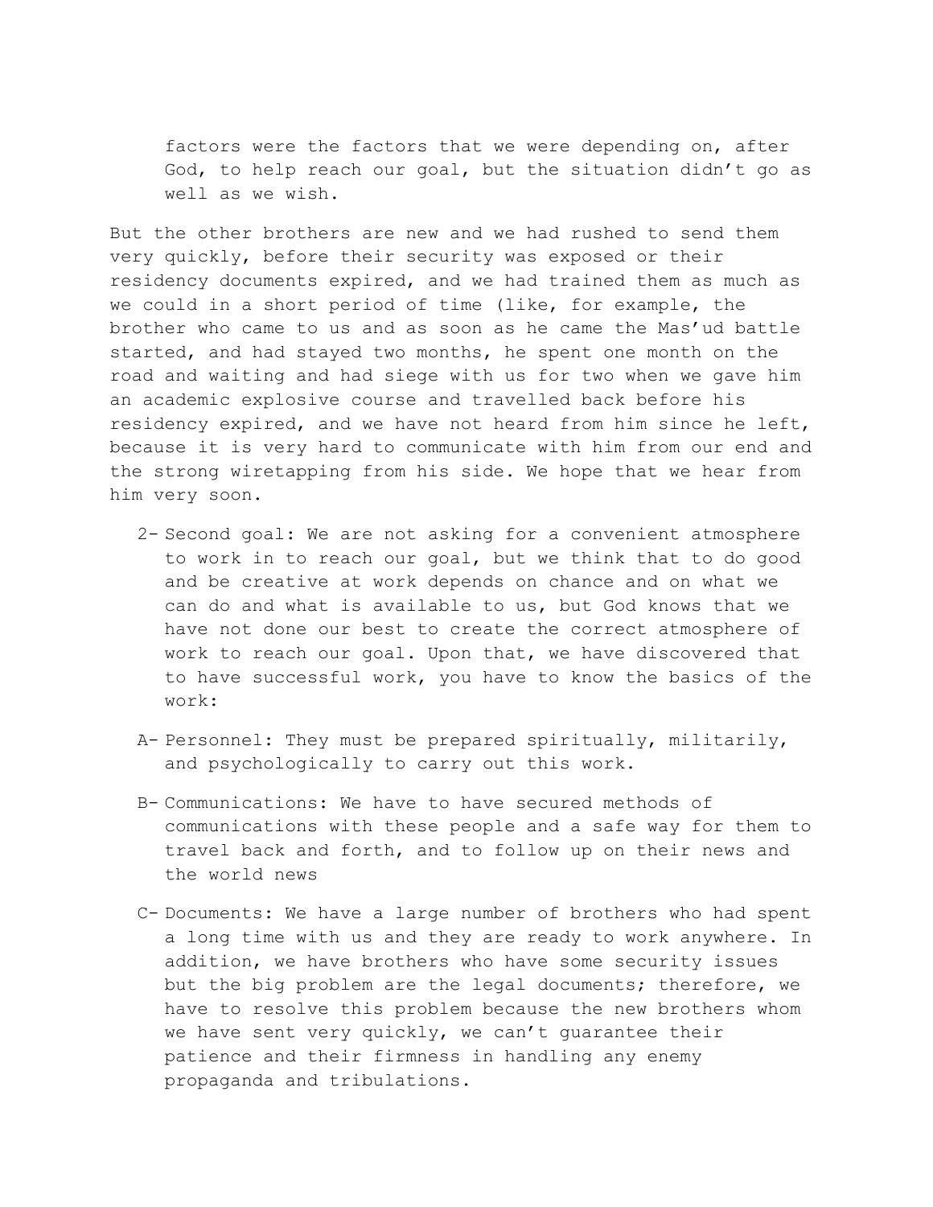factors were the factors that we were depending on, after God, to help reach our goal, but the situation didn't go as well as we wish.

But the other brothers are new and we had rushed to send them very quickly, before their security was exposed or their residency documents expired, and we had trained them as much as we could in a short period of time (like, for example, the brother who came to us and as soon as he came the Mas'ud battle started, and had stayed two months, he spent one month on the road and waiting and had siege with us for two when we gave him an academic explosive course and travelled back before his residency expired, and we have not heard from him since he left, because it is very hard to communicate with him from our end and the strong wiretapping from his side. We hope that we hear from him very soon.

2- Second goal: We are not asking for a convenient atmosphere to work in to reach our goal, but we think that to do good and be creative at work depends on chance and on what we can do and what is available to us, but God knows that we have not done our best to create the correct atmosphere of work to reach our goal. Upon that, we have discovered that to have successful work, you have to know the basics of the work:

A- Personnel: They must be prepared spiritually, militarily, and psychologically to carry out this work.

B- Communications: We have to have secured methods of communications with these people and a safe way for them to travel back and forth, and to follow up on their news and the world news

C- Documents: We have a large number of brothers who had spent a long time with us and they are ready to work anywhere. In addition, we have brothers who have some security issues but the big problem are the legal documents; therefore, we have to resolve this problem because the new brothers whom we have sent very quickly, we can't guarantee their patience and their firmness in handling any enemy propaganda and tribulations.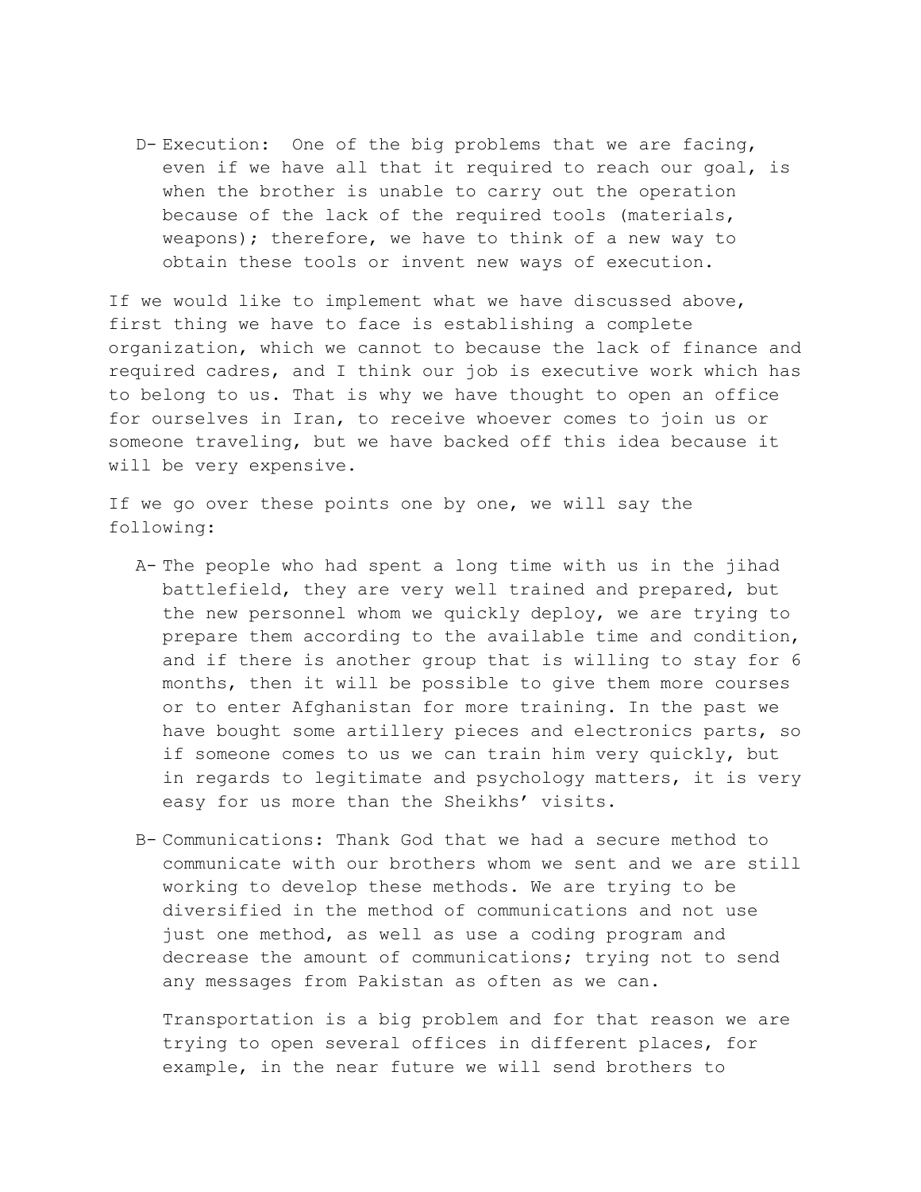D- Execution: One of the big problems that we are facing, even if we have all that it required to reach our goal, is when the brother is unable to carry out the operation because of the lack of the required tools (materials, weapons); therefore, we have to think of a new way to obtain these tools or invent new ways of execution.

If we would like to implement what we have discussed above, first thing we have to face is establishing a complete organization, which we cannot to because the lack of finance and required cadres, and I think our job is executive work which has to belong to us. That is why we have thought to open an office for ourselves in Iran, to receive whoever comes to join us or someone traveling, but we have backed off this idea because it will be very expensive.

If we go over these points one by one, we will say the following:

A- The people who had spent a long time with us in the jihad battlefield, they are very well trained and prepared, but the new personnel whom we quickly deploy, we are trying to prepare them according to the available time and condition, and if there is another group that is willing to stay for 6 months, then it will be possible to give them more courses or to enter Afghanistan for more training. In the past we have bought some artillery pieces and electronics parts, so if someone comes to us we can train him very quickly, but in regards to legitimate and psychology matters, it is very easy for us more than the Sheikhs' visits.

B- Communications: Thank God that we had a secure method to communicate with our brothers whom we sent and we are still working to develop these methods. We are trying to be diversified in the method of communications and not use just one method, as well as use a coding program and decrease the amount of communications; trying not to send any messages from Pakistan as often as we can.

Transportation is a big problem and for that reason we are trying to open several offices in different places, for example, in the near future we will send brothers to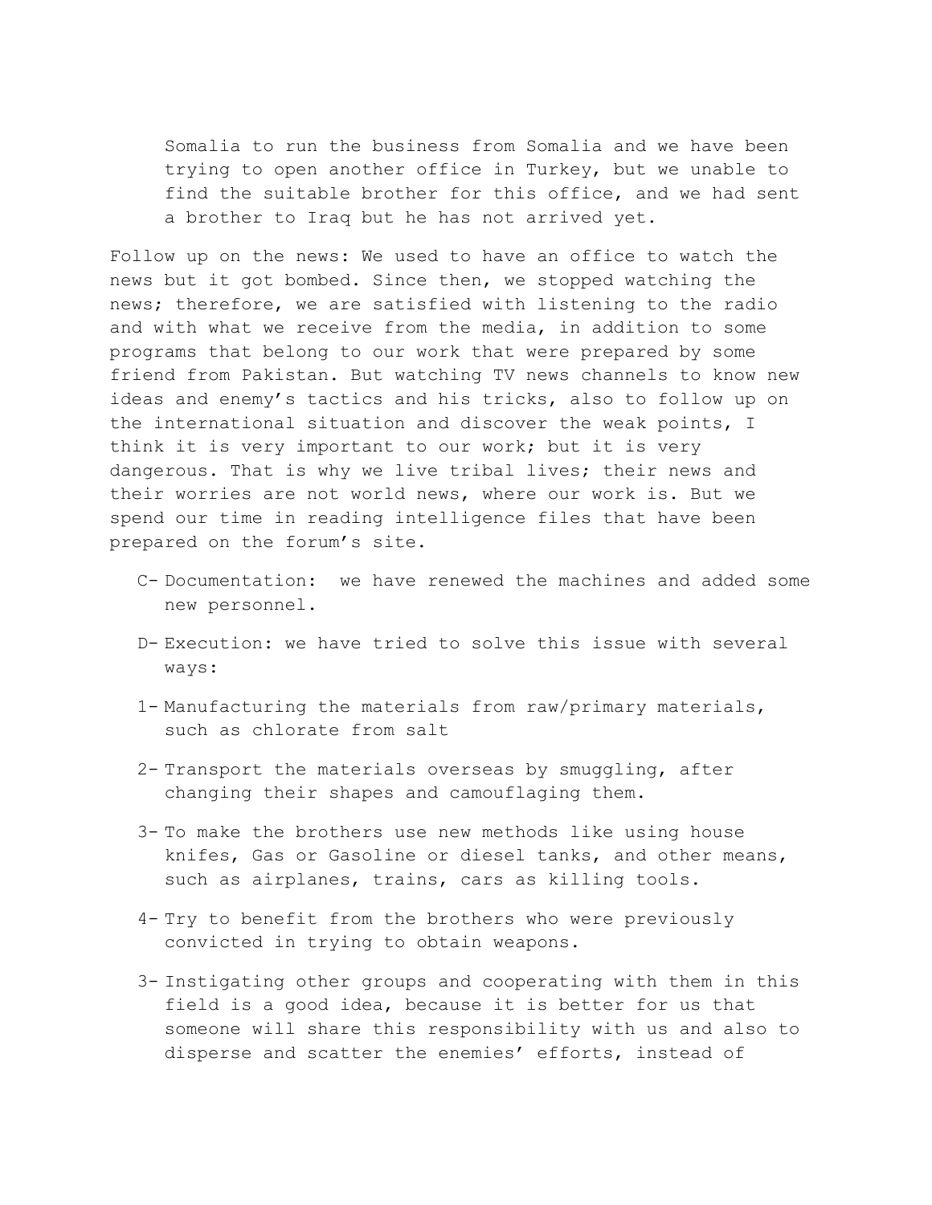Somalia to run the business from Somalia and we have been trying to open another office in Turkey, but we unable to find the suitable brother for this office, and we had sent a brother to Iraq but he has not arrived yet.

Follow up on the news: We used to have an office to watch the news but it got bombed. Since then, we stopped watching the news; therefore, we are satisfied with listening to the radio and with what we receive from the media, in addition to some programs that belong to our work that were prepared by some friend from Pakistan. But watching TV news channels to know new ideas and enemy's tactics and his tricks, also to follow up on the international situation and discover the weak points, I think it is very important to our work; but it is very dangerous. That is why we live tribal lives; their news and their worries are not world news, where our work is. But we spend our time in reading intelligence files that have been prepared on the forum's site.

C- Documentation: we have renewed the machines and added some new personnel.

D- Execution: we have tried to solve this issue with several ways:

1- Manufacturing the materials from raw/primary materials, such as chlorate from salt

2- Transport the materials overseas by smuggling, after changing their shapes and camouflaging them.

3- To make the brothers use new methods like using house knifes, Gas or Gasoline or diesel tanks, and other means, such as airplanes, trains, cars as killing tools.

4- Try to benefit from the brothers who were previously convicted in trying to obtain weapons.

3- Instigating other groups and cooperating with them in this field is a good idea, because it is better for us that someone will share this responsibility with us and also to disperse and scatter the enemies' efforts, instead of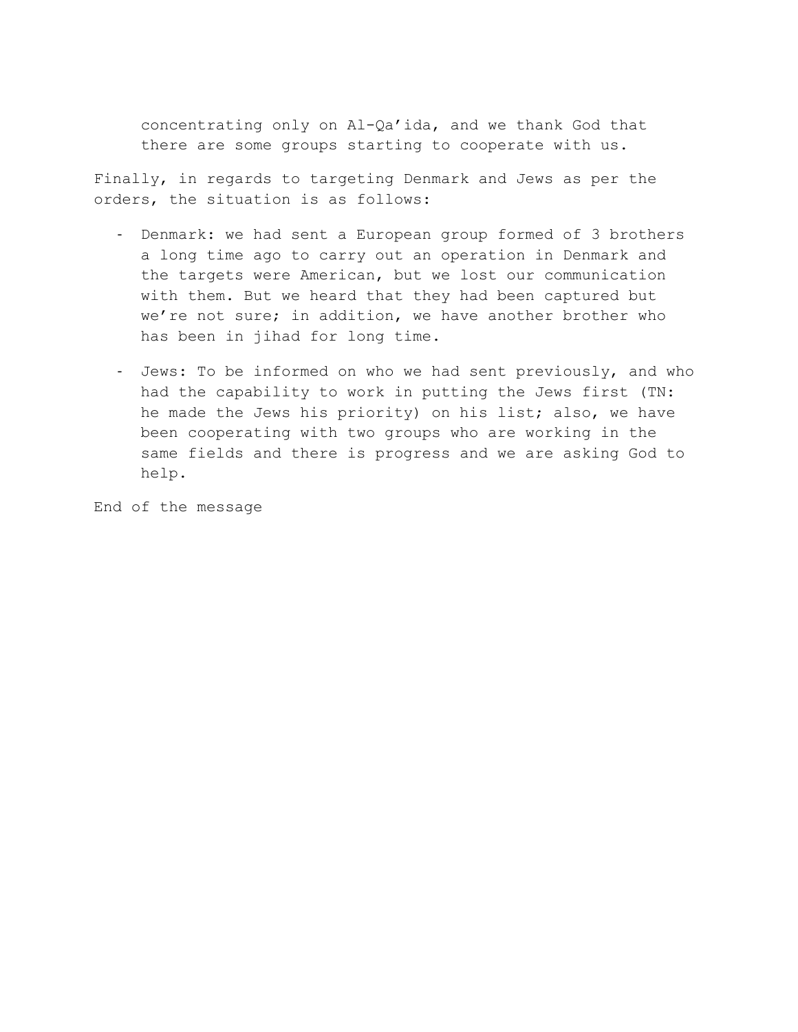concentrating only on Al-Qa'ida, and we thank God that there are some groups starting to cooperate with us.

Finally, in regards to targeting Denmark and Jews as per the orders, the situation is as follows:

- Denmark: we had sent a European group formed of 3 brothers a long time ago to carry out an operation in Denmark and the targets were American, but we lost our communication with them. But we heard that they had been captured but we're not sure; in addition, we have another brother who has been in jihad for long time.
- Jews: To be informed on who we had sent previously, and who had the capability to work in putting the Jews first (TN: he made the Jews his priority) on his list; also, we have been cooperating with two groups who are working in the same fields and there is progress and we are asking God to help.

End of the message